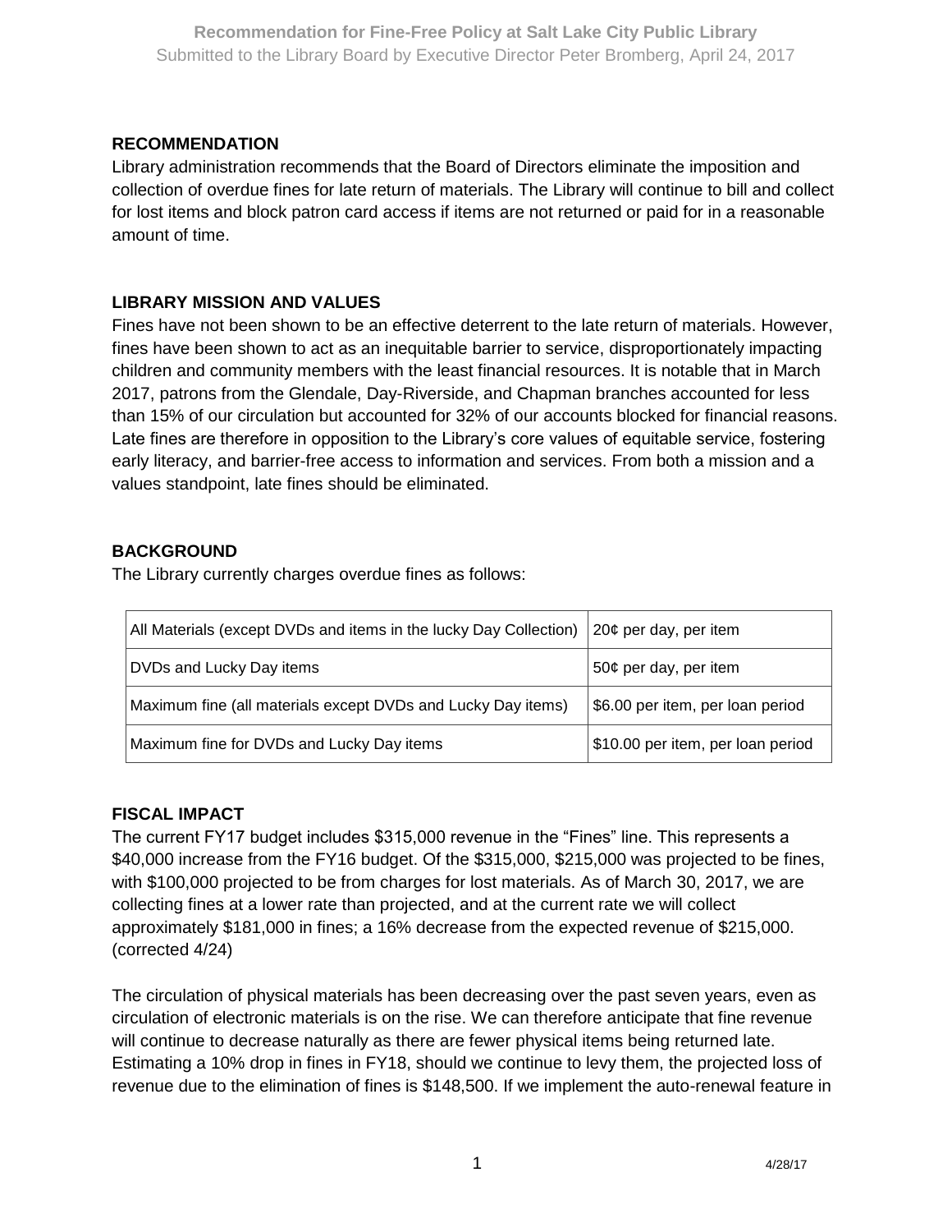# Recommendation for Fine-Free Policy at Salt Lake City Public Library

Submitted to the Library Board by Executive Director Peter Bromberg, April 24, 2017

## RECOMMENDATION

Library administration recommends that the Board of Directors eliminate the imposition and collection of overdue fines for late return of materials. The Library will continue to bill and collect for lost items and block patron card access if items are not returned or paid for in a reasonable amount of time.

## LIBRARY MISSION AND VALUES

Fines have not been shown to be an effective deterrent to the late return of materials. However, fines have been shown to act as an inequitable barrier to service, disproportionately impacting children and community members with the least financial resources. It is notable that in March 2017, patrons from the Glendale, Day-Riverside, and Chapman branches accounted for less than 15% of our circulation but accounted for 32% of our accounts blocked for financial reasons. Late fines are therefore in opposition to the Library's core values of equitable service, fostering early literacy, and barrier-free access to information and services. From both a mission and a values standpoint, late fines should be eliminated.

## BACKGROUND

The Library currently charges overdue fines as follows:

| | |
|---|---|
| All Materials (except DVDs and items in the lucky Day Collection) | 20¢ per day, per item |
| DVDs and Lucky Day items | 50¢ per day, per item |
| Maximum fine (all materials except DVDs and Lucky Day items) | $6.00 per item, per loan period |
| Maximum fine for DVDs and Lucky Day items | $10.00 per item, per loan period |

## FISCAL IMPACT

The current FY17 budget includes $315,000 revenue in the "Fines" line. This represents a $40,000 increase from the FY16 budget. Of the $315,000, $215,000 was projected to be fines, with $100,000 projected to be from charges for lost materials. As of March 30, 2017, we are collecting fines at a lower rate than projected, and at the current rate we will collect approximately $181,000 in fines; a 16% decrease from the expected revenue of $215,000. (corrected 4/24)

The circulation of physical materials has been decreasing over the past seven years, even as circulation of electronic materials is on the rise. We can therefore anticipate that fine revenue will continue to decrease naturally as there are fewer physical items being returned late. Estimating a 10% drop in fines in FY18, should we continue to levy them, the projected loss of revenue due to the elimination of fines is $148,500. If we implement the auto-renewal feature in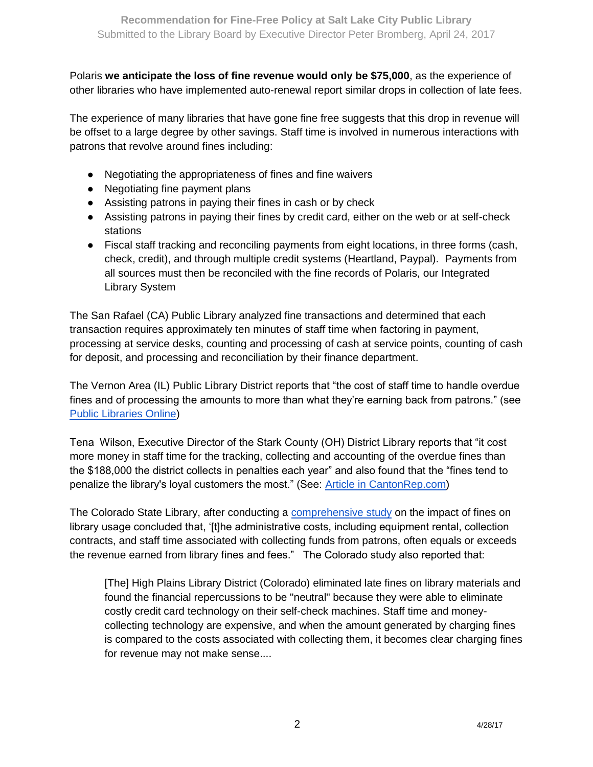Polaris **we anticipate the loss of fine revenue would only be $75,000**, as the experience of other libraries who have implemented auto-renewal report similar drops in collection of late fees.

The experience of many libraries that have gone fine free suggests that this drop in revenue will be offset to a large degree by other savings. Staff time is involved in numerous interactions with patrons that revolve around fines including:

- Negotiating the appropriateness of fines and fine waivers
- Negotiating fine payment plans
- Assisting patrons in paying their fines in cash or by check
- Assisting patrons in paying their fines by credit card, either on the web or at self-check stations
- Fiscal staff tracking and reconciling payments from eight locations, in three forms (cash, check, credit), and through multiple credit systems (Heartland, Paypal). Payments from all sources must then be reconciled with the fine records of Polaris, our Integrated Library System

The San Rafael (CA) Public Library analyzed fine transactions and determined that each transaction requires approximately ten minutes of staff time when factoring in payment, processing at service desks, counting and processing of cash at service points, counting of cash for deposit, and processing and reconciliation by their finance department.

The Vernon Area (IL) Public Library District reports that "the cost of staff time to handle overdue fines and of processing the amounts to more than what they're earning back from patrons." (see [Public Libraries Online](#))

Tena Wilson, Executive Director of the Stark County (OH) District Library reports that "it cost more money in staff time for the tracking, collecting and accounting of the overdue fines than the $188,000 the district collects in penalties each year" and also found that the "fines tend to penalize the library's loyal customers the most." (See: [Article in CantonRep.com](#))

The Colorado State Library, after conducting a [comprehensive study](#) on the impact of fines on library usage concluded that, '[t]he administrative costs, including equipment rental, collection contracts, and staff time associated with collecting funds from patrons, often equals or exceeds the revenue earned from library fines and fees." The Colorado study also reported that:

> [The] High Plains Library District (Colorado) eliminated late fines on library materials and found the financial repercussions to be "neutral" because they were able to eliminate costly credit card technology on their self-check machines. Staff time and money-collecting technology are expensive, and when the amount generated by charging fines is compared to the costs associated with collecting them, it becomes clear charging fines for revenue may not make sense....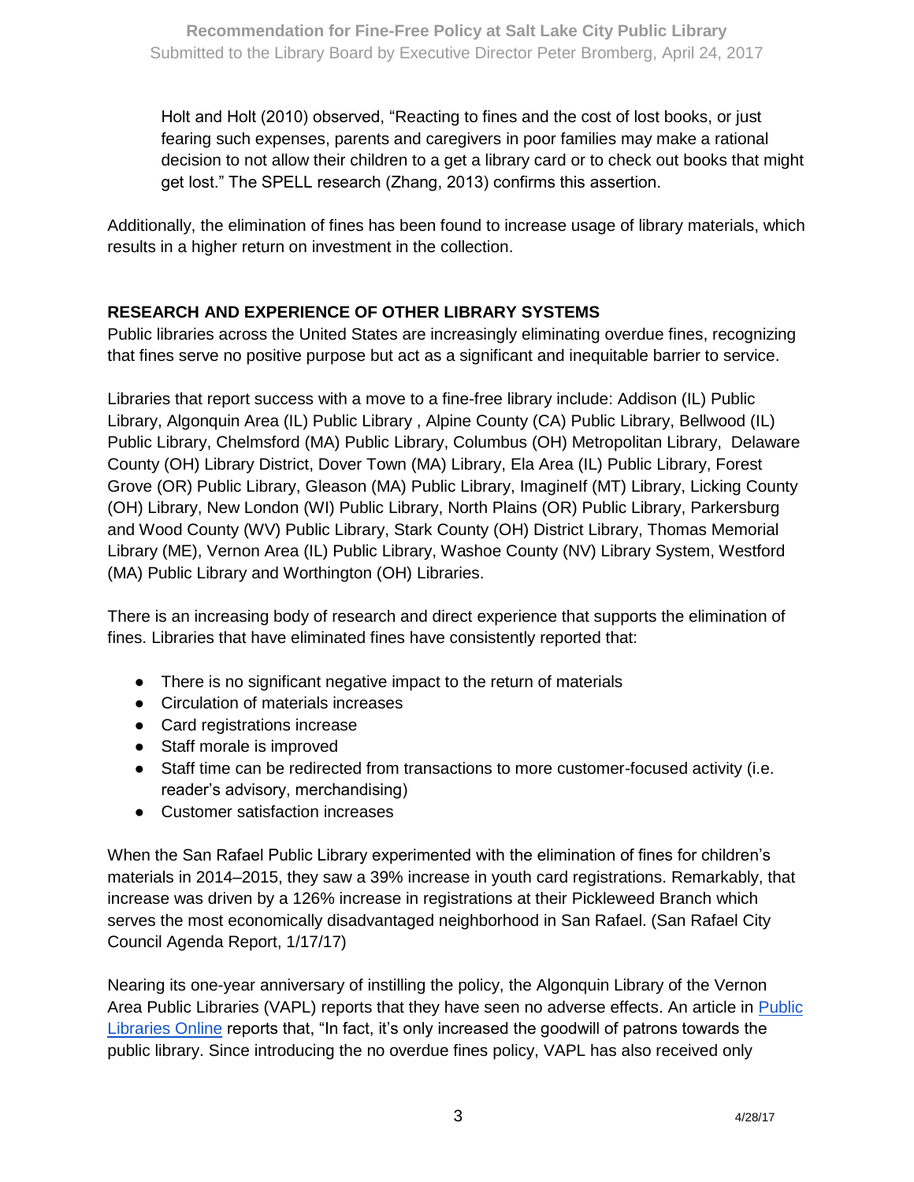> Holt and Holt (2010) observed, "Reacting to fines and the cost of lost books, or just fearing such expenses, parents and caregivers in poor families may make a rational decision to not allow their children to a get a library card or to check out books that might get lost." The SPELL research (Zhang, 2013) confirms this assertion.

Additionally, the elimination of fines has been found to increase usage of library materials, which results in a higher return on investment in the collection.

**RESEARCH AND EXPERIENCE OF OTHER LIBRARY SYSTEMS**

Public libraries across the United States are increasingly eliminating overdue fines, recognizing that fines serve no positive purpose but act as a significant and inequitable barrier to service.

Libraries that report success with a move to a fine-free library include: Addison (IL) Public Library, Algonquin Area (IL) Public Library , Alpine County (CA) Public Library, Bellwood (IL) Public Library, Chelmsford (MA) Public Library, Columbus (OH) Metropolitan Library, Delaware County (OH) Library District, Dover Town (MA) Library, Ela Area (IL) Public Library, Forest Grove (OR) Public Library, Gleason (MA) Public Library, ImagineIf (MT) Library, Licking County (OH) Library, New London (WI) Public Library, North Plains (OR) Public Library, Parkersburg and Wood County (WV) Public Library, Stark County (OH) District Library, Thomas Memorial Library (ME), Vernon Area (IL) Public Library, Washoe County (NV) Library System, Westford (MA) Public Library and Worthington (OH) Libraries.

There is an increasing body of research and direct experience that supports the elimination of fines. Libraries that have eliminated fines have consistently reported that:

- There is no significant negative impact to the return of materials
- Circulation of materials increases
- Card registrations increase
- Staff morale is improved
- Staff time can be redirected from transactions to more customer-focused activity (i.e. reader's advisory, merchandising)
- Customer satisfaction increases

When the San Rafael Public Library experimented with the elimination of fines for children's materials in 2014–2015, they saw a 39% increase in youth card registrations. Remarkably, that increase was driven by a 126% increase in registrations at their Pickleweed Branch which serves the most economically disadvantaged neighborhood in San Rafael. (San Rafael City Council Agenda Report, 1/17/17)

Nearing its one-year anniversary of instilling the policy, the Algonquin Library of the Vernon Area Public Libraries (VAPL) reports that they have seen no adverse effects. An article in Public Libraries Online reports that, "In fact, it's only increased the goodwill of patrons towards the public library. Since introducing the no overdue fines policy, VAPL has also received only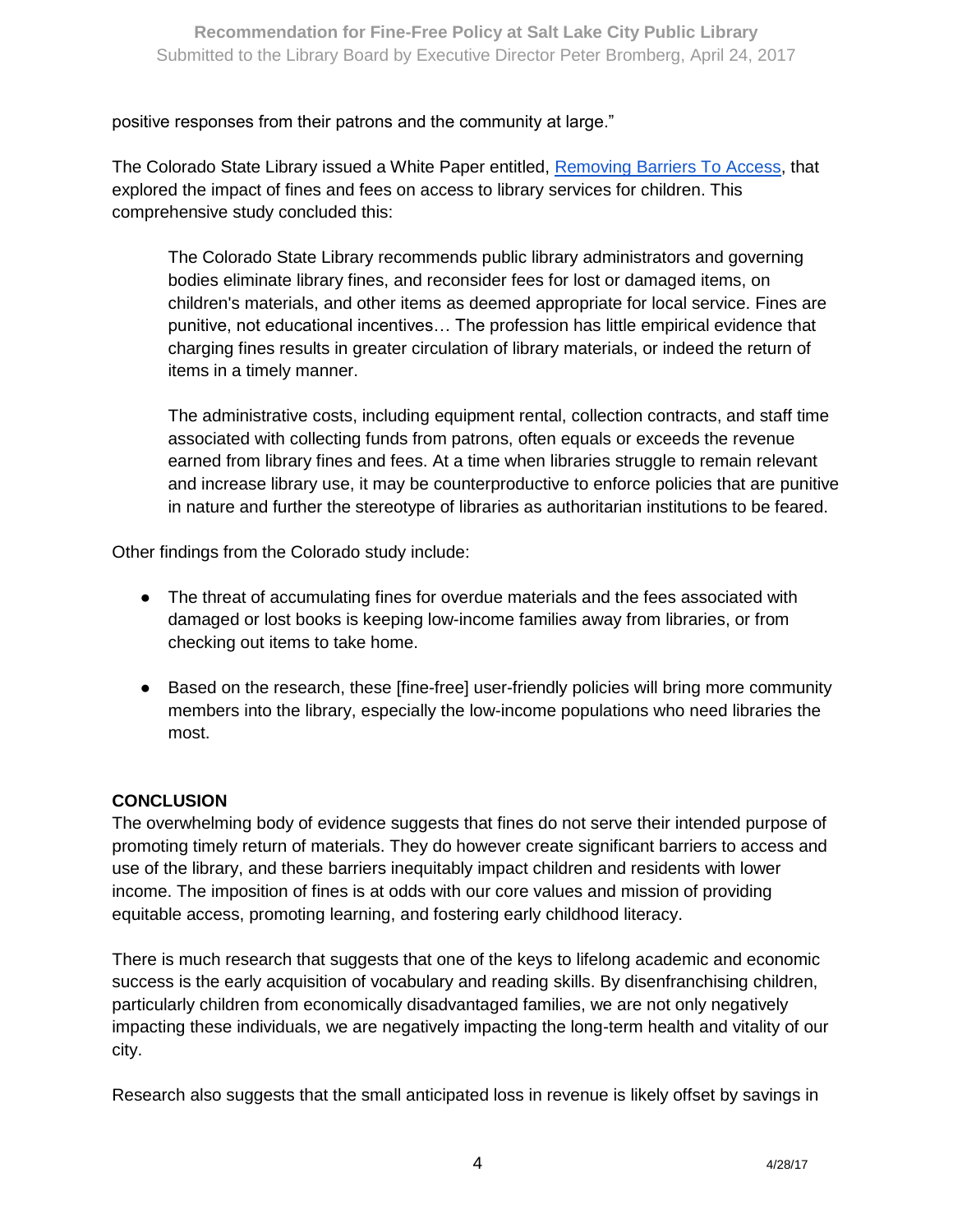positive responses from their patrons and the community at large."

The Colorado State Library issued a White Paper entitled, [Removing Barriers To Access](), that explored the impact of fines and fees on access to library services for children. This comprehensive study concluded this:

> The Colorado State Library recommends public library administrators and governing bodies eliminate library fines, and reconsider fees for lost or damaged items, on children's materials, and other items as deemed appropriate for local service. Fines are punitive, not educational incentives… The profession has little empirical evidence that charging fines results in greater circulation of library materials, or indeed the return of items in a timely manner.
>
> The administrative costs, including equipment rental, collection contracts, and staff time associated with collecting funds from patrons, often equals or exceeds the revenue earned from library fines and fees. At a time when libraries struggle to remain relevant and increase library use, it may be counterproductive to enforce policies that are punitive in nature and further the stereotype of libraries as authoritarian institutions to be feared.

Other findings from the Colorado study include:

- The threat of accumulating fines for overdue materials and the fees associated with damaged or lost books is keeping low-income families away from libraries, or from checking out items to take home.
- Based on the research, these [fine-free] user-friendly policies will bring more community members into the library, especially the low-income populations who need libraries the most.

**CONCLUSION**

The overwhelming body of evidence suggests that fines do not serve their intended purpose of promoting timely return of materials. They do however create significant barriers to access and use of the library, and these barriers inequitably impact children and residents with lower income. The imposition of fines is at odds with our core values and mission of providing equitable access, promoting learning, and fostering early childhood literacy.

There is much research that suggests that one of the keys to lifelong academic and economic success is the early acquisition of vocabulary and reading skills. By disenfranchising children, particularly children from economically disadvantaged families, we are not only negatively impacting these individuals, we are negatively impacting the long-term health and vitality of our city.

Research also suggests that the small anticipated loss in revenue is likely offset by savings in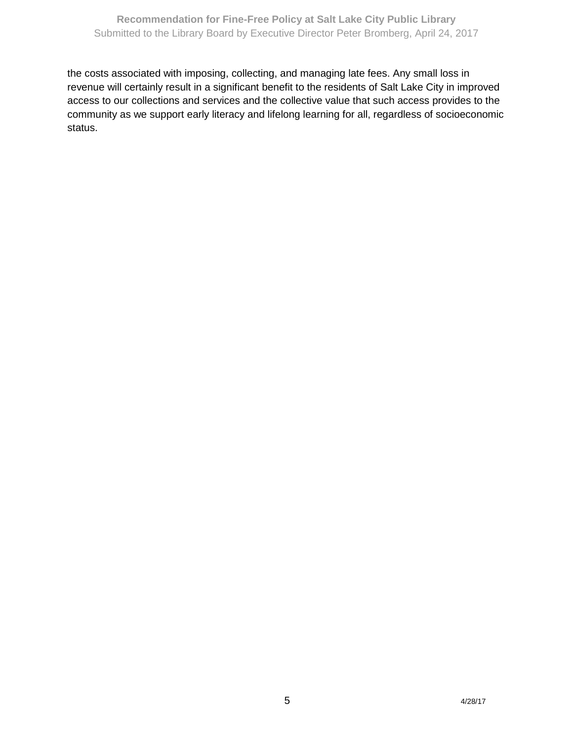the costs associated with imposing, collecting, and managing late fees. Any small loss in revenue will certainly result in a significant benefit to the residents of Salt Lake City in improved access to our collections and services and the collective value that such access provides to the community as we support early literacy and lifelong learning for all, regardless of socioeconomic status.